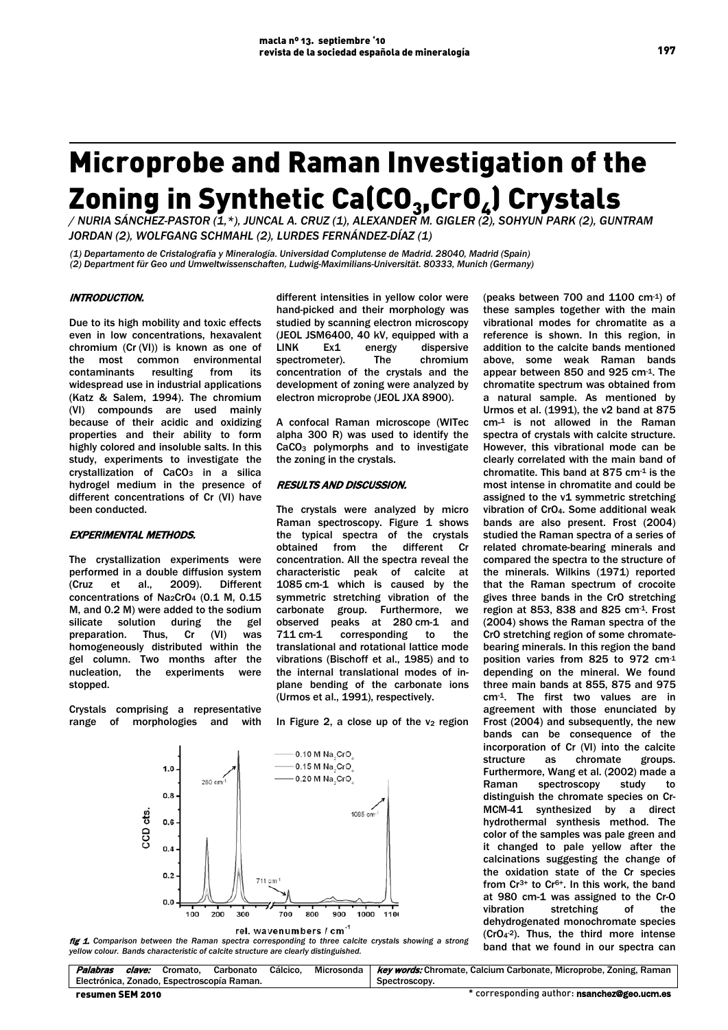# Microprobe and Raman Investigation of the Zoning in Synthetic Ca($CO_3$,$CrO_4$) Crystals

/ NURIA SÁNCHEZ-PASTOR (1,*), JUNCAL A. CRUZ (1), ALEXANDER M. GIGLER (2), SOHYUN PARK (2), GUNTRAM JORDAN (2), WOLFGANG SCHMAHL (2), LURDES FERNÁNDEZ-DÍAZ (1)

*(1) Departamento de Cristalografía y Mineralogía. Universidad Complutense de Madrid. 28040, Madrid (Spain)*
*(2) Department für Geo und Umweltwissenschaften, Ludwig-Maximilians-Universität. 80333, Munich (Germany)*

## INTRODUCTION.

Due to its high mobility and toxic effects even in low concentrations, hexavalent chromium (Cr (VI)) is known as one of the most common environmental contaminants resulting from its widespread use in industrial applications (Katz & Salem, 1994). The chromium (VI) compounds are used mainly because of their acidic and oxidizing properties and their ability to form highly colored and insoluble salts. In this study, experiments to investigate the crystallization of $CaCO_3$ in a silica hydrogel medium in the presence of different concentrations of Cr (VI) have been conducted.

## EXPERIMENTAL METHODS.

The crystallization experiments were performed in a double diffusion system (Cruz et al., 2009). Different concentrations of $Na_2CrO_4$ (0.1 M, 0.15 M, and 0.2 M) were added to the sodium silicate solution during the gel preparation. Thus, Cr (VI) was homogeneously distributed within the gel column. Two months after the nucleation, the experiments were stopped.

Crystals comprising a representative range of morphologies and with different intensities in yellow color were hand-picked and their morphology was studied by scanning electron microscopy (JEOL JSM6400, 40 kV, equipped with a LINK Ex1 energy dispersive spectrometer). The chromium concentration of the crystals and the development of zoning were analyzed by electron microprobe (JEOL JXA 8900).

A confocal Raman microscope (WITec alpha 300 R) was used to identify the $CaCO_3$ polymorphs and to investigate the zoning in the crystals.

## RESULTS AND DISCUSSION.

The crystals were analyzed by micro Raman spectroscopy. Figure 1 shows the typical spectra of the crystals obtained from the different Cr concentration. All the spectra reveal the characteristic peak of calcite at 1085 cm-1 which is caused by the symmetric stretching vibration of the carbonate group. Furthermore, we observed peaks at 280 cm-1 and 711 cm-1 corresponding to the translational and rotational lattice mode vibrations (Bischoff et al., 1985) and to the internal translational modes of in-plane bending of the carbonate ions (Urmos et al., 1991), respectively.

In Figure 2, a close up of the $v_2$ region (peaks between 700 and 1100 $cm^{-1}$) of these samples together with the main vibrational modes for chromatite as a reference is shown. In this region, in addition to the calcite bands mentioned above, some weak Raman bands appear between 850 and 925 $cm^{-1}$. The chromatite spectrum was obtained from a natural sample. As mentioned by Urmos et al. (1991), the v2 band at 875 $cm^{-1}$ is not allowed in the Raman spectra of crystals with calcite structure. However, this vibrational mode can be clearly correlated with the main band of chromatite. This band at 875 $cm^{-1}$ is the most intense in chromatite and could be assigned to the v1 symmetric stretching vibration of $CrO_4$. Some additional weak bands are also present. Frost (2004) studied the Raman spectra of a series of related chromate-bearing minerals and compared the spectra to the structure of the minerals. Wilkins (1971) reported that the Raman spectrum of crocoite gives three bands in the CrO stretching region at 853, 838 and 825 $cm^{-1}$. Frost (2004) shows the Raman spectra of the CrO stretching region of some chromate-bearing minerals. In this region the band position varies from 825 to 972 $cm^{-1}$ depending on the mineral. We found three main bands at 855, 875 and 975 $cm^{-1}$. The first two values are in agreement with those enunciated by Frost (2004) and subsequently, the new bands can be consequence of the incorporation of Cr (VI) into the calcite structure as chromate groups. Furthermore, Wang et al. (2002) made a Raman spectroscopy study to distinguish the chromate species on Cr-MCM-41 synthesized by a direct hydrothermal synthesis method. The color of the samples was pale green and it changed to pale yellow after the calcinations suggesting the change of the oxidation state of the Cr species from $Cr^{3+}$ to $Cr^{6+}$. In this work, the band at 980 cm-1 was assigned to the Cr-O vibration stretching of the dehydrogenated monochromate species ($CrO_4^{-2}$). Thus, the third more intense band that we found in our spectra can

**fig 1.** *Comparison between the Raman spectra corresponding to three calcite crystals showing a strong yellow colour. Bands characteristic of calcite structure are clearly distinguished.*

**Palabras clave:** Cromato, Carbonato Cálcico, Microsonda Electrónica, Zonado, Espectroscopía Raman.

**key words:** Chromate, Calcium Carbonate, Microprobe, Zoning, Raman Spectroscopy.

\* corresponding author: nsanchez@geo.ucm.es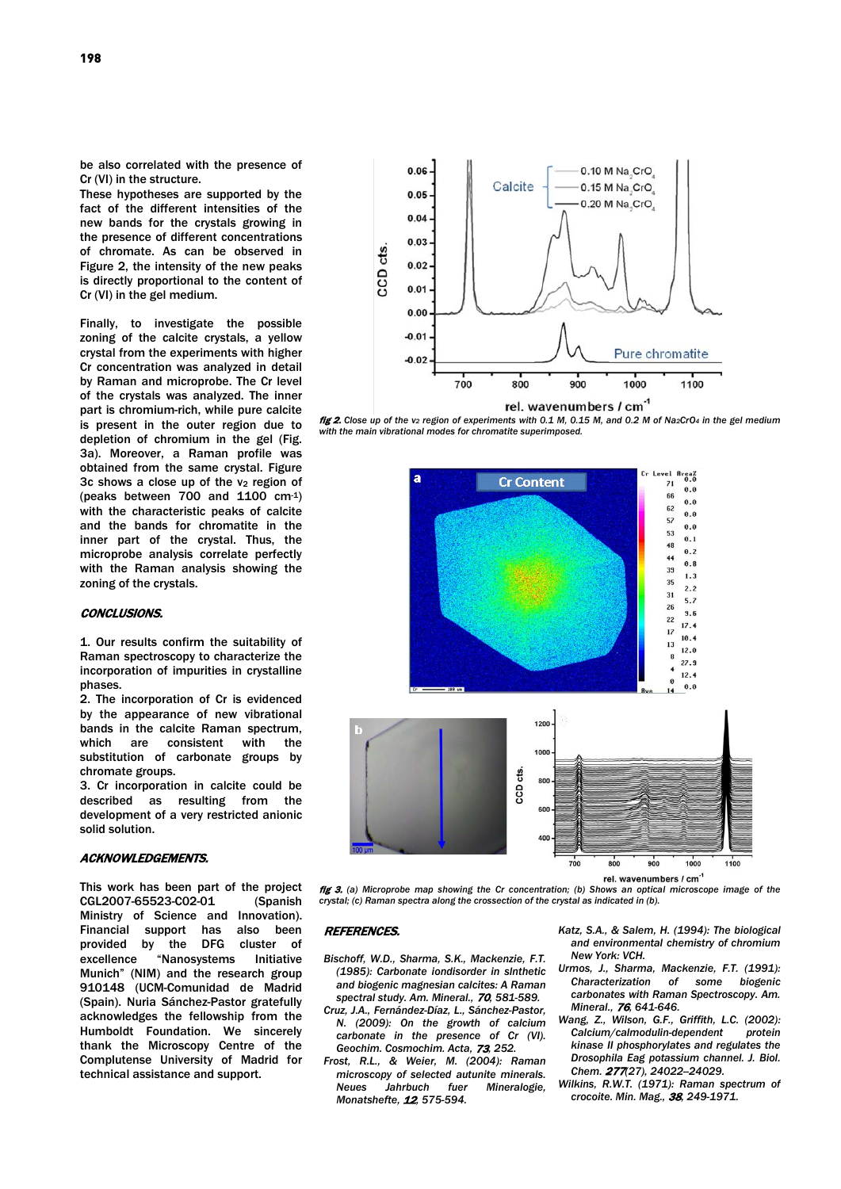be also correlated with the presence of Cr (VI) in the structure.

These hypotheses are supported by the fact of the different intensities of the new bands for the crystals growing in the presence of different concentrations of chromate. As can be observed in Figure 2, the intensity of the new peaks is directly proportional to the content of Cr (VI) in the gel medium.

Finally, to investigate the possible zoning of the calcite crystals, a yellow crystal from the experiments with higher Cr concentration was analyzed in detail by Raman and microprobe. The Cr level of the crystals was analyzed. The inner part is chromium-rich, while pure calcite is present in the outer region due to depletion of chromium in the gel (Fig. 3a). Moreover, a Raman profile was obtained from the same crystal. Figure 3c shows a close up of the $\nu_2$ region of (peaks between 700 and 1100 cm$^{-1}$) with the characteristic peaks of calcite and the bands for chromate in the inner part of the crystal. Thus, the microprobe analysis correlate perfectly with the Raman analysis showing the zoning of the crystals.

## CONCLUSIONS.

1. Our results confirm the suitability of Raman spectroscopy to characterize the incorporation of impurities in crystalline phases.
2. The incorporation of Cr is evidenced by the appearance of new vibrational bands in the calcite Raman spectrum, which are consistent with the substitution of carbonate groups by chromate groups.
3. Cr incorporation in calcite could be described as resulting from the development of a very restricted anionic solid solution.

## ACKNOWLEDGEMENTS.

This work has been part of the project CGL2007-65523-C02-01 (Spanish Ministry of Science and Innovation). Financial support has also been provided by the DFG cluster of excellence "Nanosystems Initiative Munich" (NIM) and the research group 910148 (UCM-Comunidad de Madrid (Spain). Nuria Sánchez-Pastor gratefully acknowledges the fellowship from the Humboldt Foundation. We sincerely thank the Microscopy Centre of the Complutense University of Madrid for technical assistance and support.

Calcite
0.10 M $Na_2CrO_4$
0.15 M $Na_2CrO_4$
0.20 M $Na_2CrO_4$
Pure chromatite
CCD cts.
rel. wavenumbers / cm$^{-1}$

*fig 2. Close up of the $\nu_2$ region of experiments with 0.1 M, 0.15 M, and 0.2 M of $Na_2CrO_4$ in the gel medium with the main vibrational modes for chromatite superimposed.*

a
Cr Content
b
100 µm
CCD cts.
rel. wavenumbers / cm$^{-1}$

*fig 3. (a) Microprobe map showing the Cr concentration; (b) Shows an optical microscope image of the crystal; (c) Raman spectra along the crossection of the crystal as indicated in (b).*

## REFERENCES.

Bischoff, W.D., Sharma, S.K., Mackenzie, F.T. (1985): Carbonate iondisorder in sInthetic and biogenic magnesian calcites: A Raman spectral study. Am. Mineral., **70**, 581-589.

Cruz, J.A., Fernández-Díaz, L., Sánchez-Pastor, N. (2009): On the growth of calcium carbonate in the presence of Cr (VI). Geochim. Cosmochim. Acta, **73**, 252.

Frost, R.L., & Weier, M. (2004): Raman microscopy of selected autunite minerals. Neues Jahrbuch fuer Mineralogie, Monatshefte, **12**, 575-594.

Katz, S.A., & Salem, H. (1994): The biological and environmental chemistry of chromium New York: VCH.

Urmos, J., Sharma, Mackenzie, F.T. (1991): Characterization of some biogenic carbonates with Raman Spectroscopy. Am. Mineral., **76**, 641-646.

Wang, Z., Wilson, G.F., Griffith, L.C. (2002): Calcium/calmodulin-dependent protein kinase II phosphorylates and regulates the Drosophila Eag potassium channel. J. Biol. Chem. **277**(27), 24022–24029.

Wilkins, R.W.T. (1971): Raman spectrum of crocoite. Min. Mag., **38**, 249-1971.